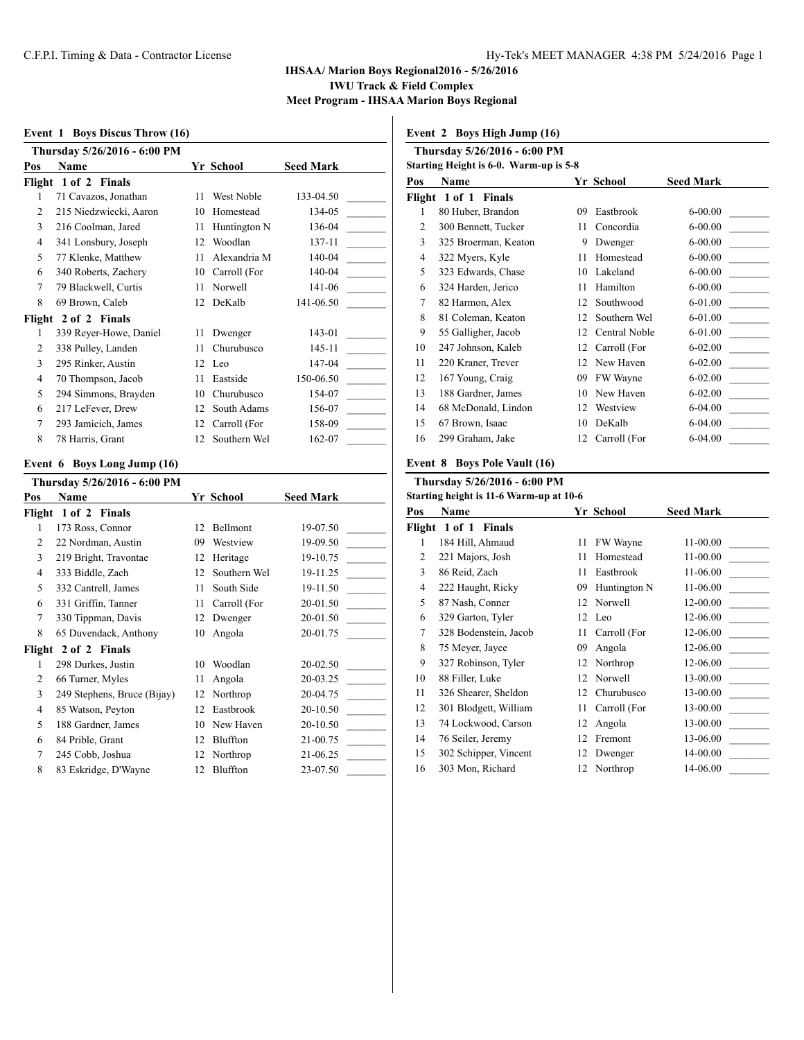# IHSAA/ Marion Boys Regional2016 - 5/26/2016

**IWU Track & Field Complex**

**Meet Program - IHSAA Marion Boys Regional**

### Event 1 Boys Discus Throw (16)

**Thursday 5/26/2016 - 6:00 PM**

| Pos | Name | Yr | School | Seed Mark |
|---|---|---|---|---|
| **Flight 1 of 2 Finals** | | | | |
| 1 | 71 Cavazos, Jonathan | 11 | West Noble | 133-04.50 |
| 2 | 215 Niedzwiecki, Aaron | 10 | Homestead | 134-05 |
| 3 | 216 Coolman, Jared | 11 | Huntington N | 136-04 |
| 4 | 341 Lonsbury, Joseph | 12 | Woodlan | 137-11 |
| 5 | 77 Klenke, Matthew | 11 | Alexandria M | 140-04 |
| 6 | 340 Roberts, Zachery | 10 | Carroll (For | 140-04 |
| 7 | 79 Blackwell, Curtis | 11 | Norwell | 141-06 |
| 8 | 69 Brown, Caleb | 12 | DeKalb | 141-06.50 |
| **Flight 2 of 2 Finals** | | | | |
| 1 | 339 Reyer-Howe, Daniel | 11 | Dwenger | 143-01 |
| 2 | 338 Pulley, Landen | 11 | Churubusco | 145-11 |
| 3 | 295 Rinker, Austin | 12 | Leo | 147-04 |
| 4 | 70 Thompson, Jacob | 11 | Eastside | 150-06.50 |
| 5 | 294 Simmons, Brayden | 10 | Churubusco | 154-07 |
| 6 | 217 LeFever, Drew | 12 | South Adams | 156-07 |
| 7 | 293 Jamicich, James | 12 | Carroll (For | 158-09 |
| 8 | 78 Harris, Grant | 12 | Southern Wel | 162-07 |

### Event 6 Boys Long Jump (16)

**Thursday 5/26/2016 - 6:00 PM**

| Pos | Name | Yr | School | Seed Mark |
|---|---|---|---|---|
| **Flight 1 of 2 Finals** | | | | |
| 1 | 173 Ross, Connor | 12 | Bellmont | 19-07.50 |
| 2 | 22 Nordman, Austin | 09 | Westview | 19-09.50 |
| 3 | 219 Bright, Travontae | 12 | Heritage | 19-10.75 |
| 4 | 333 Biddle, Zach | 12 | Southern Wel | 19-11.25 |
| 5 | 332 Cantrell, James | 11 | South Side | 19-11.50 |
| 6 | 331 Griffin, Tanner | 11 | Carroll (For | 20-01.50 |
| 7 | 330 Tippman, Davis | 12 | Dwenger | 20-01.50 |
| 8 | 65 Duvendack, Anthony | 10 | Angola | 20-01.75 |
| **Flight 2 of 2 Finals** | | | | |
| 1 | 298 Durkes, Justin | 10 | Woodlan | 20-02.50 |
| 2 | 66 Turner, Myles | 11 | Angola | 20-03.25 |
| 3 | 249 Stephens, Bruce (Bijay) | 12 | Northrop | 20-04.75 |
| 4 | 85 Watson, Peyton | 12 | Eastbrook | 20-10.50 |
| 5 | 188 Gardner, James | 10 | New Haven | 20-10.50 |
| 6 | 84 Prible, Grant | 12 | Bluffton | 21-00.75 |
| 7 | 245 Cobb, Joshua | 12 | Northrop | 21-06.25 |
| 8 | 83 Eskridge, D'Wayne | 12 | Bluffton | 23-07.50 |

### Event 2 Boys High Jump (16)

**Thursday 5/26/2016 - 6:00 PM**

**Starting Height is 6-0. Warm-up is 5-8**

| Pos | Name | Yr | School | Seed Mark |
|---|---|---|---|---|
| **Flight 1 of 1 Finals** | | | | |
| 1 | 80 Huber, Brandon | 09 | Eastbrook | 6-00.00 |
| 2 | 300 Bennett, Tucker | 11 | Concordia | 6-00.00 |
| 3 | 325 Broerman, Keaton | 9 | Dwenger | 6-00.00 |
| 4 | 322 Myers, Kyle | 11 | Homestead | 6-00.00 |
| 5 | 323 Edwards, Chase | 10 | Lakeland | 6-00.00 |
| 6 | 324 Harden, Jerico | 11 | Hamilton | 6-00.00 |
| 7 | 82 Harmon, Alex | 12 | Southwood | 6-01.00 |
| 8 | 81 Coleman, Keaton | 12 | Southern Wel | 6-01.00 |
| 9 | 55 Galligher, Jacob | 12 | Central Noble | 6-01.00 |
| 10 | 247 Johnson, Kaleb | 12 | Carroll (For | 6-02.00 |
| 11 | 220 Kraner, Trever | 12 | New Haven | 6-02.00 |
| 12 | 167 Young, Craig | 09 | FW Wayne | 6-02.00 |
| 13 | 188 Gardner, James | 10 | New Haven | 6-02.00 |
| 14 | 68 McDonald, Lindon | 12 | Westview | 6-04.00 |
| 15 | 67 Brown, Isaac | 10 | DeKalb | 6-04.00 |
| 16 | 299 Graham, Jake | 12 | Carroll (For | 6-04.00 |

### Event 8 Boys Pole Vault (16)

**Thursday 5/26/2016 - 6:00 PM**

**Starting height is 11-6 Warm-up at 10-6**

| Pos | Name | Yr | School | Seed Mark |
|---|---|---|---|---|
| **Flight 1 of 1 Finals** | | | | |
| 1 | 184 Hill, Ahmaud | 11 | FW Wayne | 11-00.00 |
| 2 | 221 Majors, Josh | 11 | Homestead | 11-00.00 |
| 3 | 86 Reid, Zach | 11 | Eastbrook | 11-06.00 |
| 4 | 222 Haught, Ricky | 09 | Huntington N | 11-06.00 |
| 5 | 87 Nash, Conner | 12 | Norwell | 12-00.00 |
| 6 | 329 Garton, Tyler | 12 | Leo | 12-06.00 |
| 7 | 328 Bodenstein, Jacob | 11 | Carroll (For | 12-06.00 |
| 8 | 75 Meyer, Jayce | 09 | Angola | 12-06.00 |
| 9 | 327 Robinson, Tyler | 12 | Northrop | 12-06.00 |
| 10 | 88 Filler, Luke | 12 | Norwell | 13-00.00 |
| 11 | 326 Shearer, Sheldon | 12 | Churubusco | 13-00.00 |
| 12 | 301 Blodgett, William | 11 | Carroll (For | 13-00.00 |
| 13 | 74 Lockwood, Carson | 12 | Angola | 13-00.00 |
| 14 | 76 Seiler, Jeremy | 12 | Fremont | 13-06.00 |
| 15 | 302 Schipper, Vincent | 12 | Dwenger | 14-00.00 |
| 16 | 303 Mon, Richard | 12 | Northrop | 14-06.00 |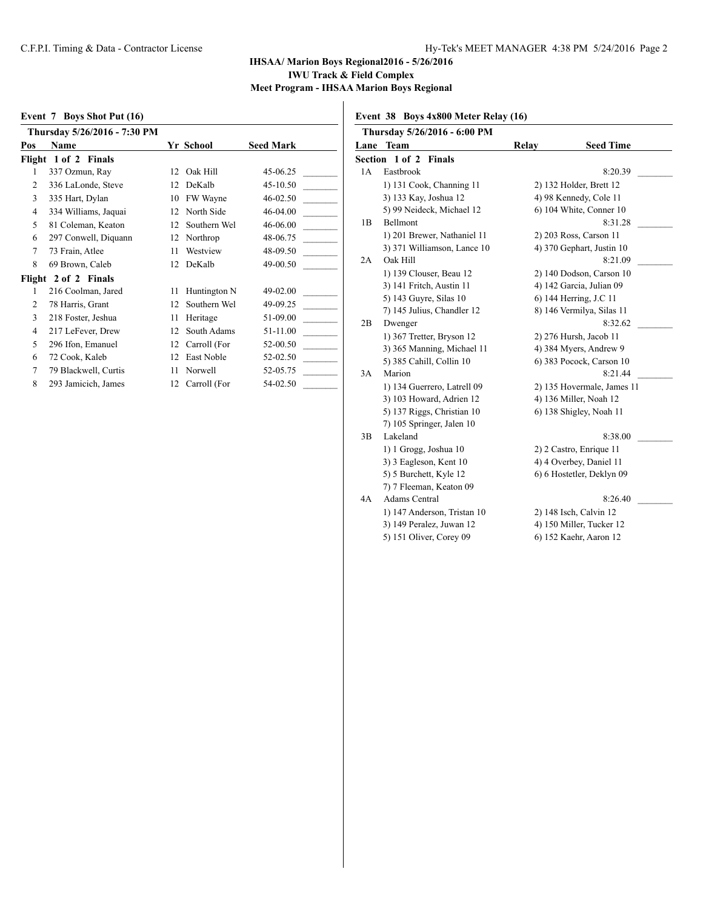## IHSAA/ Marion Boys Regional2016 - 5/26/2016

### IWU Track & Field Complex

### Meet Program - IHSAA Marion Boys Regional

#### Event 7 Boys Shot Put (16)

**Thursday 5/26/2016 - 7:30 PM**

| Pos | Name | Yr | School | Seed Mark | |
|---|---|---|---|---|---|
| **Flight 1 of 2 Finals** | | | | | |
| 1 | 337 Ozmun, Ray | 12 | Oak Hill | 45-06.25 | _______ |
| 2 | 336 LaLonde, Steve | 12 | DeKalb | 45-10.50 | _______ |
| 3 | 335 Hart, Dylan | 10 | FW Wayne | 46-02.50 | _______ |
| 4 | 334 Williams, Jaquai | 12 | North Side | 46-04.00 | _______ |
| 5 | 81 Coleman, Keaton | 12 | Southern Wel | 46-06.00 | _______ |
| 6 | 297 Conwell, Diquann | 12 | Northrop | 48-06.75 | _______ |
| 7 | 73 Frain, Atlee | 11 | Westview | 48-09.50 | _______ |
| 8 | 69 Brown, Caleb | 12 | DeKalb | 49-00.50 | _______ |
| **Flight 2 of 2 Finals** | | | | | |
| 1 | 216 Coolman, Jared | 11 | Huntington N | 49-02.00 | _______ |
| 2 | 78 Harris, Grant | 12 | Southern Wel | 49-09.25 | _______ |
| 3 | 218 Foster, Jeshua | 11 | Heritage | 51-09.00 | _______ |
| 4 | 217 LeFever, Drew | 12 | South Adams | 51-11.00 | _______ |
| 5 | 296 Ifon, Emanuel | 12 | Carroll (For | 52-00.50 | _______ |
| 6 | 72 Cook, Kaleb | 12 | East Noble | 52-02.50 | _______ |
| 7 | 79 Blackwell, Curtis | 11 | Norwell | 52-05.75 | _______ |
| 8 | 293 Jamicich, James | 12 | Carroll (For | 54-02.50 | _______ |

#### Event 38 Boys 4x800 Meter Relay (16)

**Thursday 5/26/2016 - 6:00 PM**

| Lane | Team | Relay | Seed Time | |
|---|---|---|---|---|
| **Section 1 of 2 Finals** | | | | |
| 1A | Eastbrook | | 8:20.39 | _______ |
| | 1) 131 Cook, Channing 11 | 2) 132 Holder, Brett 12 | | |
| | 3) 133 Kay, Joshua 12 | 4) 98 Kennedy, Cole 11 | | |
| | 5) 99 Neideck, Michael 12 | 6) 104 White, Conner 10 | | |
| 1B | Bellmont | | 8:31.28 | _______ |
| | 1) 201 Brewer, Nathaniel 11 | 2) 203 Ross, Carson 11 | | |
| | 3) 371 Williamson, Lance 10 | 4) 370 Gephart, Justin 10 | | |
| 2A | Oak Hill | | 8:21.09 | _______ |
| | 1) 139 Clouser, Beau 12 | 2) 140 Dodson, Carson 10 | | |
| | 3) 141 Fritch, Austin 11 | 4) 142 Garcia, Julian 09 | | |
| | 5) 143 Guyre, Silas 10 | 6) 144 Herring, J.C 11 | | |
| | 7) 145 Julius, Chandler 12 | 8) 146 Vermilya, Silas 11 | | |
| 2B | Dwenger | | 8:32.62 | _______ |
| | 1) 367 Tretter, Bryson 12 | 2) 276 Hursh, Jacob 11 | | |
| | 3) 365 Manning, Michael 11 | 4) 384 Myers, Andrew 9 | | |
| | 5) 385 Cahill, Collin 10 | 6) 383 Pocock, Carson 10 | | |
| 3A | Marion | | 8:21.44 | _______ |
| | 1) 134 Guerrero, Latrell 09 | 2) 135 Hovermale, James 11 | | |
| | 3) 103 Howard, Adrien 12 | 4) 136 Miller, Noah 12 | | |
| | 5) 137 Riggs, Christian 10 | 6) 138 Shigley, Noah 11 | | |
| | 7) 105 Springer, Jalen 10 | | | |
| 3B | Lakeland | | 8:38.00 | _______ |
| | 1) 1 Grogg, Joshua 10 | 2) 2 Castro, Enrique 11 | | |
| | 3) 3 Eagleson, Kent 10 | 4) 4 Overbey, Daniel 11 | | |
| | 5) 5 Burchett, Kyle 12 | 6) 6 Hostetler, Deklyn 09 | | |
| | 7) 7 Fleeman, Keaton 09 | | | |
| 4A | Adams Central | | 8:26.40 | _______ |
| | 1) 147 Anderson, Tristan 10 | 2) 148 Isch, Calvin 12 | | |
| | 3) 149 Peralez, Juwan 12 | 4) 150 Miller, Tucker 12 | | |
| | 5) 151 Oliver, Corey 09 | 6) 152 Kaehr, Aaron 12 | | |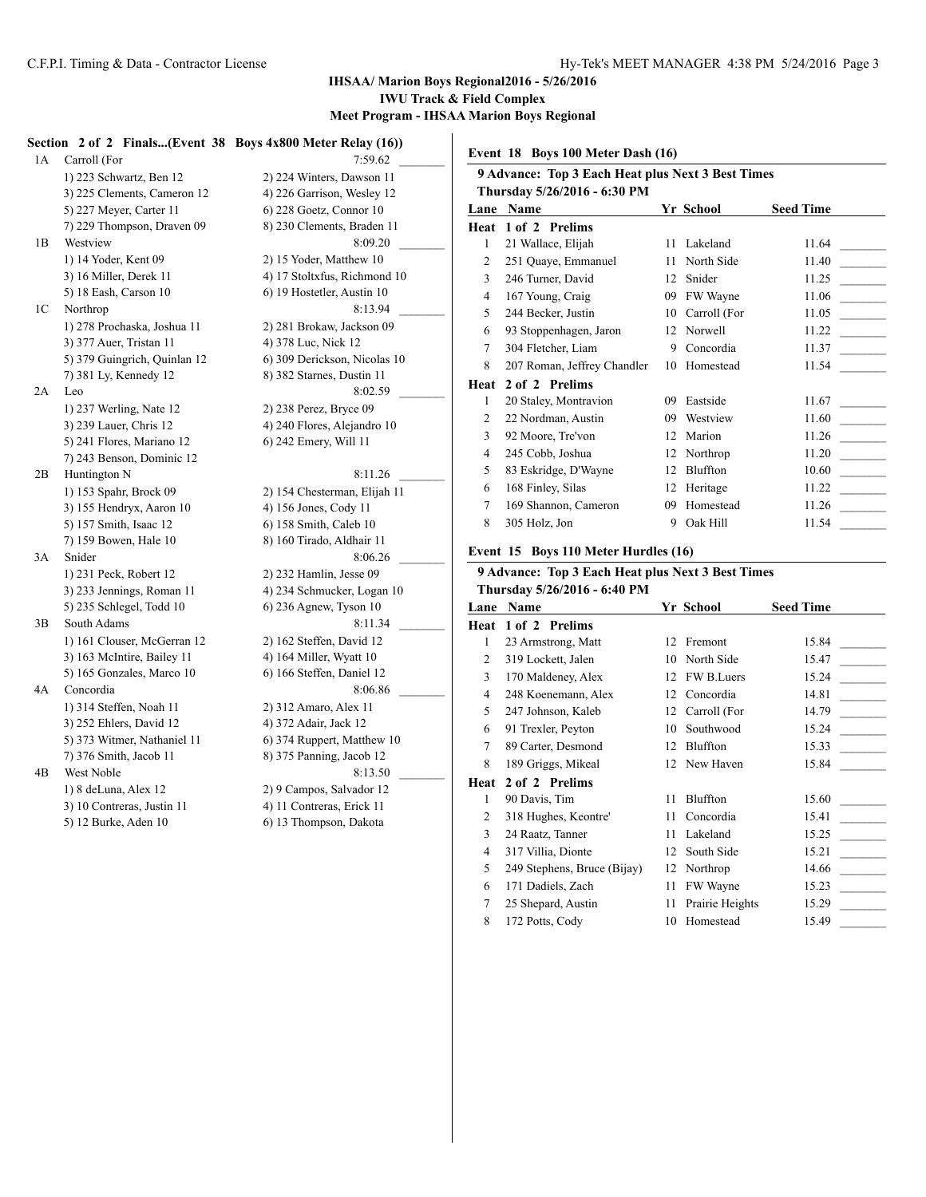# IHSAA/ Marion Boys Regional2016 - 5/26/2016

## IWU Track & Field Complex

### Meet Program - IHSAA Marion Boys Regional

**Section 2 of 2 Finals...(Event 38 Boys 4x800 Meter Relay (16))**

| | Team | | Seed Time |
|---|---|---|---|
| 1A | Carroll (For | | 7:59.62 |
| | 1) 223 Schwartz, Ben 12 | 2) 224 Winters, Dawson 11 | |
| | 3) 225 Clements, Cameron 12 | 4) 226 Garrison, Wesley 12 | |
| | 5) 227 Meyer, Carter 11 | 6) 228 Goetz, Connor 10 | |
| | 7) 229 Thompson, Draven 09 | 8) 230 Clements, Braden 11 | |
| 1B | Westview | | 8:09.20 |
| | 1) 14 Yoder, Kent 09 | 2) 15 Yoder, Matthew 10 | |
| | 3) 16 Miller, Derek 11 | 4) 17 Stoltxfus, Richmond 10 | |
| | 5) 18 Eash, Carson 10 | 6) 19 Hostetler, Austin 10 | |
| 1C | Northrop | | 8:13.94 |
| | 1) 278 Prochaska, Joshua 11 | 2) 281 Brokaw, Jackson 09 | |
| | 3) 377 Auer, Tristan 11 | 4) 378 Luc, Nick 12 | |
| | 5) 379 Guingrich, Quinlan 12 | 6) 309 Derickson, Nicolas 10 | |
| | 7) 381 Ly, Kennedy 12 | 8) 382 Starnes, Dustin 11 | |
| 2A | Leo | | 8:02.59 |
| | 1) 237 Werling, Nate 12 | 2) 238 Perez, Bryce 09 | |
| | 3) 239 Lauer, Chris 12 | 4) 240 Flores, Alejandro 10 | |
| | 5) 241 Flores, Mariano 12 | 6) 242 Emery, Will 11 | |
| | 7) 243 Benson, Dominic 12 | | |
| 2B | Huntington N | | 8:11.26 |
| | 1) 153 Spahr, Brock 09 | 2) 154 Chesterman, Elijah 11 | |
| | 3) 155 Hendryx, Aaron 10 | 4) 156 Jones, Cody 11 | |
| | 5) 157 Smith, Isaac 12 | 6) 158 Smith, Caleb 10 | |
| | 7) 159 Bowen, Hale 10 | 8) 160 Tirado, Aldhair 11 | |
| 3A | Snider | | 8:06.26 |
| | 1) 231 Peck, Robert 12 | 2) 232 Hamlin, Jesse 09 | |
| | 3) 233 Jennings, Roman 11 | 4) 234 Schmucker, Logan 10 | |
| | 5) 235 Schlegel, Todd 10 | 6) 236 Agnew, Tyson 10 | |
| 3B | South Adams | | 8:11.34 |
| | 1) 161 Clouser, McGerran 12 | 2) 162 Steffen, David 12 | |
| | 3) 163 McIntire, Bailey 11 | 4) 164 Miller, Wyatt 10 | |
| | 5) 165 Gonzales, Marco 10 | 6) 166 Steffen, Daniel 12 | |
| 4A | Concordia | | 8:06.86 |
| | 1) 314 Steffen, Noah 11 | 2) 312 Amaro, Alex 11 | |
| | 3) 252 Ehlers, David 12 | 4) 372 Adair, Jack 12 | |
| | 5) 373 Witmer, Nathaniel 11 | 6) 374 Ruppert, Matthew 10 | |
| | 7) 376 Smith, Jacob 11 | 8) 375 Panning, Jacob 12 | |
| 4B | West Noble | | 8:13.50 |
| | 1) 8 deLuna, Alex 12 | 2) 9 Campos, Salvador 12 | |
| | 3) 10 Contreras, Justin 11 | 4) 11 Contreras, Erick 11 | |
| | 5) 12 Burke, Aden 10 | 6) 13 Thompson, Dakota | |

**Event 18 Boys 100 Meter Dash (16)**

**9 Advance: Top 3 Each Heat plus Next 3 Best Times**
**Thursday 5/26/2016 - 6:30 PM**

| Lane | Name | Yr | School | Seed Time |
|---|---|---|---|---|
| **Heat 1 of 2 Prelims** | | | | |
| 1 | 21 Wallace, Elijah | 11 | Lakeland | 11.64 |
| 2 | 251 Quaye, Emmanuel | 11 | North Side | 11.40 |
| 3 | 246 Turner, David | 12 | Snider | 11.25 |
| 4 | 167 Young, Craig | 09 | FW Wayne | 11.06 |
| 5 | 244 Becker, Justin | 10 | Carroll (For | 11.05 |
| 6 | 93 Stoppenhagen, Jaron | 12 | Norwell | 11.22 |
| 7 | 304 Fletcher, Liam | 9 | Concordia | 11.37 |
| 8 | 207 Roman, Jeffrey Chandler | 10 | Homestead | 11.54 |
| **Heat 2 of 2 Prelims** | | | | |
| 1 | 20 Staley, Montravion | 09 | Eastside | 11.67 |
| 2 | 22 Nordman, Austin | 09 | Westview | 11.60 |
| 3 | 92 Moore, Tre'von | 12 | Marion | 11.26 |
| 4 | 245 Cobb, Joshua | 12 | Northrop | 11.20 |
| 5 | 83 Eskridge, D'Wayne | 12 | Bluffton | 10.60 |
| 6 | 168 Finley, Silas | 12 | Heritage | 11.22 |
| 7 | 169 Shannon, Cameron | 09 | Homestead | 11.26 |
| 8 | 305 Holz, Jon | 9 | Oak Hill | 11.54 |

**Event 15 Boys 110 Meter Hurdles (16)**

**9 Advance: Top 3 Each Heat plus Next 3 Best Times**
**Thursday 5/26/2016 - 6:40 PM**

| Lane | Name | Yr | School | Seed Time |
|---|---|---|---|---|
| **Heat 1 of 2 Prelims** | | | | |
| 1 | 23 Armstrong, Matt | 12 | Fremont | 15.84 |
| 2 | 319 Lockett, Jalen | 10 | North Side | 15.47 |
| 3 | 170 Maldeney, Alex | 12 | FW B.Luers | 15.24 |
| 4 | 248 Koenemann, Alex | 12 | Concordia | 14.81 |
| 5 | 247 Johnson, Kaleb | 12 | Carroll (For | 14.79 |
| 6 | 91 Trexler, Peyton | 10 | Southwood | 15.24 |
| 7 | 89 Carter, Desmond | 12 | Bluffton | 15.33 |
| 8 | 189 Griggs, Mikeal | 12 | New Haven | 15.84 |
| **Heat 2 of 2 Prelims** | | | | |
| 1 | 90 Davis, Tim | 11 | Bluffton | 15.60 |
| 2 | 318 Hughes, Keontre' | 11 | Concordia | 15.41 |
| 3 | 24 Raatz, Tanner | 11 | Lakeland | 15.25 |
| 4 | 317 Villia, Dionte | 12 | South Side | 15.21 |
| 5 | 249 Stephens, Bruce (Bijay) | 12 | Northrop | 14.66 |
| 6 | 171 Dadiels, Zach | 11 | FW Wayne | 15.23 |
| 7 | 25 Shepard, Austin | 11 | Prairie Heights | 15.29 |
| 8 | 172 Potts, Cody | 10 | Homestead | 15.49 |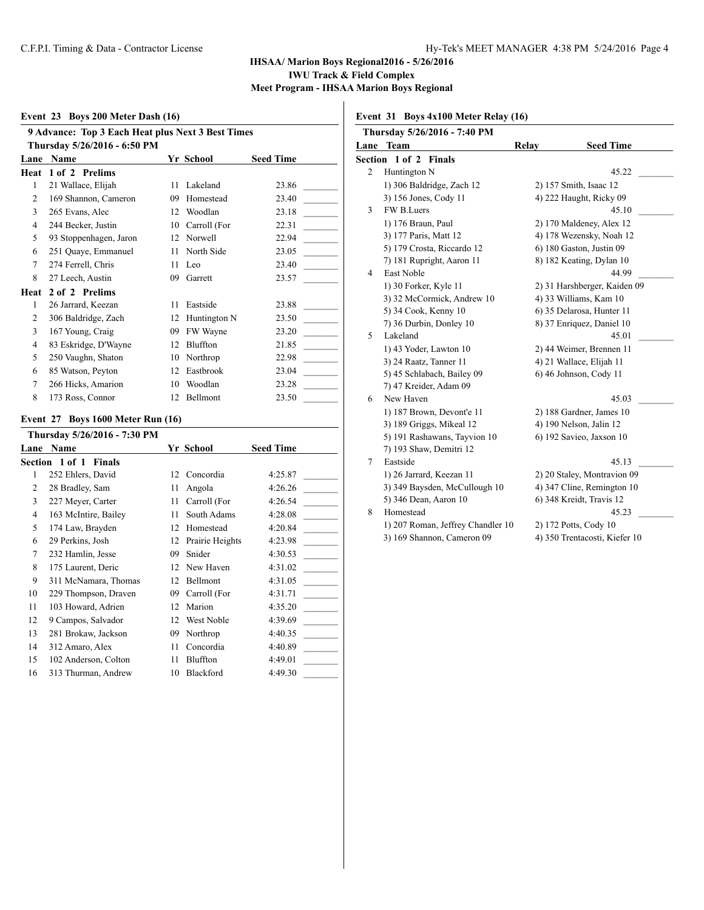## IHSAA/ Marion Boys Regional2016 - 5/26/2016
### IWU Track & Field Complex
### Meet Program - IHSAA Marion Boys Regional

### Event 23 Boys 200 Meter Dash (16)

**9 Advance: Top 3 Each Heat plus Next 3 Best Times**

**Thursday 5/26/2016 - 6:50 PM**

| Lane | Name | Yr | School | Seed Time |
|---|---|---|---|---|
| **Heat 1 of 2 Prelims** | | | | |
| 1 | 21 Wallace, Elijah | 11 | Lakeland | 23.86 |
| 2 | 169 Shannon, Cameron | 09 | Homestead | 23.40 |
| 3 | 265 Evans, Alec | 12 | Woodlan | 23.18 |
| 4 | 244 Becker, Justin | 10 | Carroll (For | 22.31 |
| 5 | 93 Stoppenhagen, Jaron | 12 | Norwell | 22.94 |
| 6 | 251 Quaye, Emmanuel | 11 | North Side | 23.05 |
| 7 | 274 Ferrell, Chris | 11 | Leo | 23.40 |
| 8 | 27 Leech, Austin | 09 | Garrett | 23.57 |
| **Heat 2 of 2 Prelims** | | | | |
| 1 | 26 Jarrard, Keezan | 11 | Eastside | 23.88 |
| 2 | 306 Baldridge, Zach | 12 | Huntington N | 23.50 |
| 3 | 167 Young, Craig | 09 | FW Wayne | 23.20 |
| 4 | 83 Eskridge, D'Wayne | 12 | Bluffton | 21.85 |
| 5 | 250 Vaughn, Shaton | 10 | Northrop | 22.98 |
| 6 | 85 Watson, Peyton | 12 | Eastbrook | 23.04 |
| 7 | 266 Hicks, Amarion | 10 | Woodlan | 23.28 |
| 8 | 173 Ross, Connor | 12 | Bellmont | 23.50 |

### Event 27 Boys 1600 Meter Run (16)

**Thursday 5/26/2016 - 7:30 PM**

| Lane | Name | Yr | School | Seed Time |
|---|---|---|---|---|
| **Section 1 of 1 Finals** | | | | |
| 1 | 252 Ehlers, David | 12 | Concordia | 4:25.87 |
| 2 | 28 Bradley, Sam | 11 | Angola | 4:26.26 |
| 3 | 227 Meyer, Carter | 11 | Carroll (For | 4:26.54 |
| 4 | 163 McIntire, Bailey | 11 | South Adams | 4:28.08 |
| 5 | 174 Law, Brayden | 12 | Homestead | 4:20.84 |
| 6 | 29 Perkins, Josh | 12 | Prairie Heights | 4:23.98 |
| 7 | 232 Hamlin, Jesse | 09 | Snider | 4:30.53 |
| 8 | 175 Laurent, Deric | 12 | New Haven | 4:31.02 |
| 9 | 311 McNamara, Thomas | 12 | Bellmont | 4:31.05 |
| 10 | 229 Thompson, Draven | 09 | Carroll (For | 4:31.71 |
| 11 | 103 Howard, Adrien | 12 | Marion | 4:35.20 |
| 12 | 9 Campos, Salvador | 12 | West Noble | 4:39.69 |
| 13 | 281 Brokaw, Jackson | 09 | Northrop | 4:40.35 |
| 14 | 312 Amaro, Alex | 11 | Concordia | 4:40.89 |
| 15 | 102 Anderson, Colton | 11 | Bluffton | 4:49.01 |
| 16 | 313 Thurman, Andrew | 10 | Blackford | 4:49.30 |

### Event 31 Boys 4x100 Meter Relay (16)

**Thursday 5/26/2016 - 7:40 PM**

| Lane | Team | Relay | Seed Time |
|---|---|---|---|
| **Section 1 of 2 Finals** | | | |
| 2 | Huntington N | | 45.22 |
| | 1) 306 Baldridge, Zach 12 | 2) 157 Smith, Isaac 12 | |
| | 3) 156 Jones, Cody 11 | 4) 222 Haught, Ricky 09 | |
| 3 | FW B.Luers | | 45.10 |
| | 1) 176 Braun, Paul | 2) 170 Maldeney, Alex 12 | |
| | 3) 177 Paris, Matt 12 | 4) 178 Wezensky, Noah 12 | |
| | 5) 179 Crosta, Riccardo 12 | 6) 180 Gaston, Justin 09 | |
| | 7) 181 Rupright, Aaron 11 | 8) 182 Keating, Dylan 10 | |
| 4 | East Noble | | 44.99 |
| | 1) 30 Forker, Kyle 11 | 2) 31 Harshberger, Kaiden 09 | |
| | 3) 32 McCormick, Andrew 10 | 4) 33 Williams, Kam 10 | |
| | 5) 34 Cook, Kenny 10 | 6) 35 Delarosa, Hunter 11 | |
| | 7) 36 Durbin, Donley 10 | 8) 37 Enriquez, Daniel 10 | |
| 5 | Lakeland | | 45.01 |
| | 1) 43 Yoder, Lawton 10 | 2) 44 Weimer, Brennen 11 | |
| | 3) 24 Raatz, Tanner 11 | 4) 21 Wallace, Elijah 11 | |
| | 5) 45 Schlabach, Bailey 09 | 6) 46 Johnson, Cody 11 | |
| | 7) 47 Kreider, Adam 09 | | |
| 6 | New Haven | | 45.03 |
| | 1) 187 Brown, Devont'e 11 | 2) 188 Gardner, James 10 | |
| | 3) 189 Griggs, Mikeal 12 | 4) 190 Nelson, Jalin 12 | |
| | 5) 191 Rashawans, Tayvion 10 | 6) 192 Savieo, Jaxson 10 | |
| | 7) 193 Shaw, Demitri 12 | | |
| 7 | Eastside | | 45.13 |
| | 1) 26 Jarrard, Keezan 11 | 2) 20 Staley, Montravion 09 | |
| | 3) 349 Baysden, McCullough 10 | 4) 347 Cline, Remington 10 | |
| | 5) 346 Dean, Aaron 10 | 6) 348 Kreidt, Travis 12 | |
| 8 | Homestead | | 45.23 |
| | 1) 207 Roman, Jeffrey Chandler 10 | 2) 172 Potts, Cody 10 | |
| | 3) 169 Shannon, Cameron 09 | 4) 350 Trentacosti, Kiefer 10 | |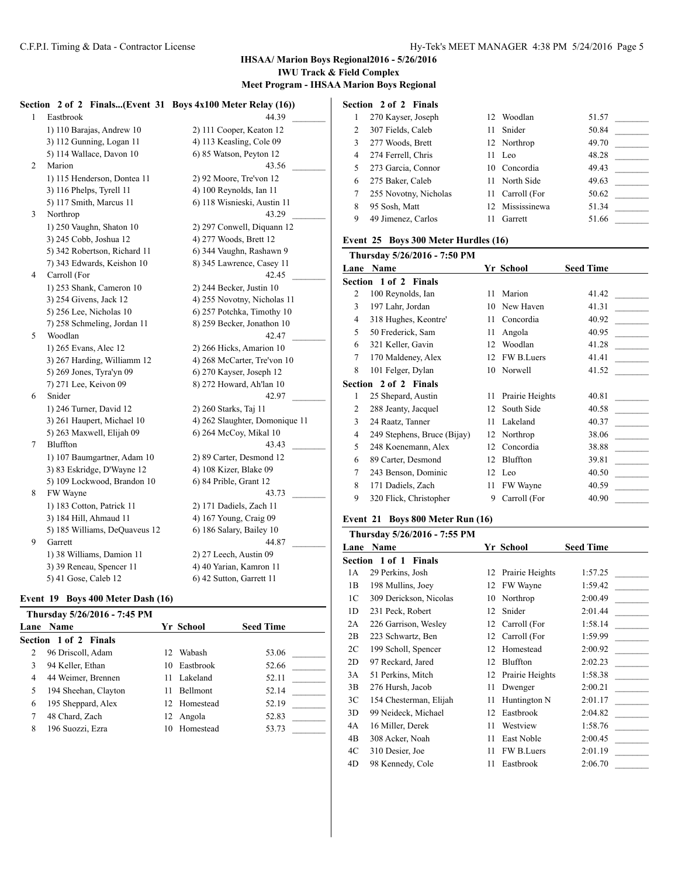## IHSAA/ Marion Boys Regional2016 - 5/26/2016

**IWU Track & Field Complex**

**Meet Program - IHSAA Marion Boys Regional**

### Section 2 of 2 Finals...(Event 31 Boys 4x100 Meter Relay (16))

| Lane | Team | | Seed Time |
|---|---|---|---|
| 1 | Eastbrook | | 44.39 |
| | 1) 110 Barajas, Andrew 10 | 2) 111 Cooper, Keaton 12 | |
| | 3) 112 Gunning, Logan 11 | 4) 113 Keasling, Cole 09 | |
| | 5) 114 Wallace, Davon 10 | 6) 85 Watson, Peyton 12 | |
| 2 | Marion | | 43.56 |
| | 1) 115 Henderson, Dontea 11 | 2) 92 Moore, Tre'von 12 | |
| | 3) 116 Phelps, Tyrell 11 | 4) 100 Reynolds, Ian 11 | |
| | 5) 117 Smith, Marcus 11 | 6) 118 Wisnieski, Austin 11 | |
| 3 | Northrop | | 43.29 |
| | 1) 250 Vaughn, Shaton 10 | 2) 297 Conwell, Diquann 12 | |
| | 3) 245 Cobb, Joshua 12 | 4) 277 Woods, Brett 12 | |
| | 5) 342 Robertson, Richard 11 | 6) 344 Vaughn, Rashawn 9 | |
| | 7) 343 Edwards, Keishon 10 | 8) 345 Lawrence, Casey 11 | |
| 4 | Carroll (For | | 42.45 |
| | 1) 253 Shank, Cameron 10 | 2) 244 Becker, Justin 10 | |
| | 3) 254 Givens, Jack 12 | 4) 255 Novotny, Nicholas 11 | |
| | 5) 256 Lee, Nicholas 10 | 6) 257 Potchka, Timothy 10 | |
| | 7) 258 Schmeling, Jordan 11 | 8) 259 Becker, Jonathon 10 | |
| 5 | Woodlan | | 42.47 |
| | 1) 265 Evans, Alec 12 | 2) 266 Hicks, Amarion 10 | |
| | 3) 267 Harding, Williamm 12 | 4) 268 McCarter, Tre'von 10 | |
| | 5) 269 Jones, Tyra'yn 09 | 6) 270 Kayser, Joseph 12 | |
| | 7) 271 Lee, Keivon 09 | 8) 272 Howard, Ah'lan 10 | |
| 6 | Snider | | 42.97 |
| | 1) 246 Turner, David 12 | 2) 260 Starks, Taj 11 | |
| | 3) 261 Haupert, Michael 10 | 4) 262 Slaughter, Domonique 11 | |
| | 5) 263 Maxwell, Elijah 09 | 6) 264 McCoy, Mikal 10 | |
| 7 | Bluffton | | 43.43 |
| | 1) 107 Baumgartner, Adam 10 | 2) 89 Carter, Desmond 12 | |
| | 3) 83 Eskridge, D'Wayne 12 | 4) 108 Kizer, Blake 09 | |
| | 5) 109 Lockwood, Brandon 10 | 6) 84 Prible, Grant 12 | |
| 8 | FW Wayne | | 43.73 |
| | 1) 183 Cotton, Patrick 11 | 2) 171 Dadiels, Zach 11 | |
| | 3) 184 Hill, Ahmaud 11 | 4) 167 Young, Craig 09 | |
| | 5) 185 Williams, DeQuaveus 12 | 6) 186 Salary, Bailey 10 | |
| 9 | Garrett | | 44.87 |
| | 1) 38 Williams, Damion 11 | 2) 27 Leech, Austin 09 | |
| | 3) 39 Reneau, Spencer 11 | 4) 40 Yarian, Kamron 11 | |
| | 5) 41 Gose, Caleb 12 | 6) 42 Sutton, Garrett 11 | |

### Event 19 Boys 400 Meter Dash (16)

**Thursday 5/26/2016 - 7:45 PM**

| Lane | Name | Yr | School | Seed Time |
|---|---|---|---|---|
| **Section 1 of 2 Finals** | | | | |
| 2 | 96 Driscoll, Adam | 12 | Wabash | 53.06 |
| 3 | 94 Keller, Ethan | 10 | Eastbrook | 52.66 |
| 4 | 44 Weimer, Brennen | 11 | Lakeland | 52.11 |
| 5 | 194 Sheehan, Clayton | 11 | Bellmont | 52.14 |
| 6 | 195 Sheppard, Alex | 12 | Homestead | 52.19 |
| 7 | 48 Chard, Zach | 12 | Angola | 52.83 |
| 8 | 196 Suozzi, Ezra | 10 | Homestead | 53.73 |
| **Section 2 of 2 Finals** | | | | |
| 1 | 270 Kayser, Joseph | 12 | Woodlan | 51.57 |
| 2 | 307 Fields, Caleb | 11 | Snider | 50.84 |
| 3 | 277 Woods, Brett | 12 | Northrop | 49.70 |
| 4 | 274 Ferrell, Chris | 11 | Leo | 48.28 |
| 5 | 273 Garcia, Connor | 10 | Concordia | 49.43 |
| 6 | 275 Baker, Caleb | 11 | North Side | 49.63 |
| 7 | 255 Novotny, Nicholas | 11 | Carroll (For | 50.62 |
| 8 | 95 Sosh, Matt | 12 | Mississinewa | 51.34 |
| 9 | 49 Jimenez, Carlos | 11 | Garrett | 51.66 |

### Event 25 Boys 300 Meter Hurdles (16)

**Thursday 5/26/2016 - 7:50 PM**

| Lane | Name | Yr | School | Seed Time |
|---|---|---|---|---|
| **Section 1 of 2 Finals** | | | | |
| 2 | 100 Reynolds, Ian | 11 | Marion | 41.42 |
| 3 | 197 Lahr, Jordan | 10 | New Haven | 41.31 |
| 4 | 318 Hughes, Keontre' | 11 | Concordia | 40.92 |
| 5 | 50 Frederick, Sam | 11 | Angola | 40.95 |
| 6 | 321 Keller, Gavin | 12 | Woodlan | 41.28 |
| 7 | 170 Maldeney, Alex | 12 | FW B.Luers | 41.41 |
| 8 | 101 Felger, Dylan | 10 | Norwell | 41.52 |
| **Section 2 of 2 Finals** | | | | |
| 1 | 25 Shepard, Austin | 11 | Prairie Heights | 40.81 |
| 2 | 288 Jeanty, Jacquel | 12 | South Side | 40.58 |
| 3 | 24 Raatz, Tanner | 11 | Lakeland | 40.37 |
| 4 | 249 Stephens, Bruce (Bijay) | 12 | Northrop | 38.06 |
| 5 | 248 Koenemann, Alex | 12 | Concordia | 38.88 |
| 6 | 89 Carter, Desmond | 12 | Bluffton | 39.81 |
| 7 | 243 Benson, Dominic | 12 | Leo | 40.50 |
| 8 | 171 Dadiels, Zach | 11 | FW Wayne | 40.59 |
| 9 | 320 Flick, Christopher | 9 | Carroll (For | 40.90 |

### Event 21 Boys 800 Meter Run (16)

**Thursday 5/26/2016 - 7:55 PM**

| Lane | Name | Yr | School | Seed Time |
|---|---|---|---|---|
| **Section 1 of 1 Finals** | | | | |
| 1A | 29 Perkins, Josh | 12 | Prairie Heights | 1:57.25 |
| 1B | 198 Mullins, Joey | 12 | FW Wayne | 1:59.42 |
| 1C | 309 Derickson, Nicolas | 10 | Northrop | 2:00.49 |
| 1D | 231 Peck, Robert | 12 | Snider | 2:01.44 |
| 2A | 226 Garrison, Wesley | 12 | Carroll (For | 1:58.14 |
| 2B | 223 Schwartz, Ben | 12 | Carroll (For | 1:59.99 |
| 2C | 199 Scholl, Spencer | 12 | Homestead | 2:00.92 |
| 2D | 97 Reckard, Jared | 12 | Bluffton | 2:02.23 |
| 3A | 51 Perkins, Mitch | 12 | Prairie Heights | 1:58.38 |
| 3B | 276 Hursh, Jacob | 11 | Dwenger | 2:00.21 |
| 3C | 154 Chesterman, Elijah | 11 | Huntington N | 2:01.17 |
| 3D | 99 Neideck, Michael | 12 | Eastbrook | 2:04.82 |
| 4A | 16 Miller, Derek | 11 | Westview | 1:58.76 |
| 4B | 308 Acker, Noah | 11 | East Noble | 2:00.45 |
| 4C | 310 Desier, Joe | 11 | FW B.Luers | 2:01.19 |
| 4D | 98 Kennedy, Cole | 11 | Eastbrook | 2:06.70 |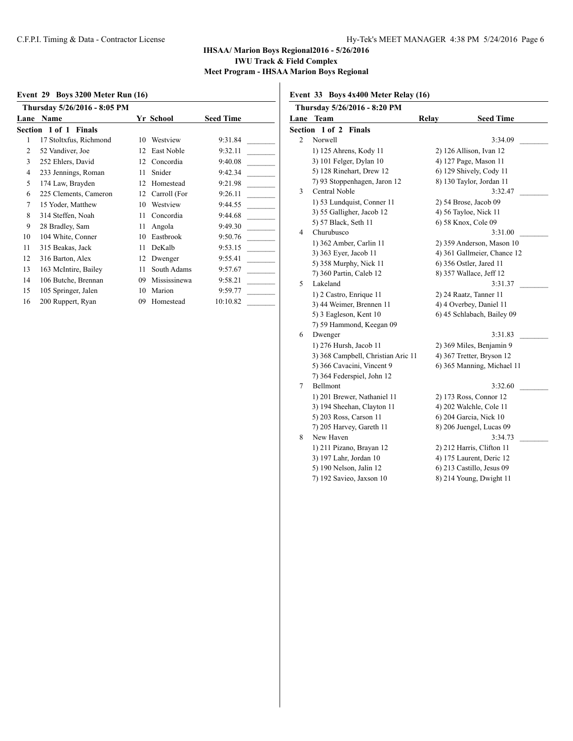**IHSAA/ Marion Boys Regional2016 - 5/26/2016**
**IWU Track & Field Complex**
**Meet Program - IHSAA Marion Boys Regional**

### Event 29 Boys 3200 Meter Run (16)

**Thursday 5/26/2016 - 8:05 PM**

**Section 1 of 1 Finals**

| Lane | Name | Yr | School | Seed Time |
|---|---|---|---|---|
| 1 | 17 Stoltxfus, Richmond | 10 | Westview | 9:31.84 |
| 2 | 52 Vandiver, Joe | 12 | East Noble | 9:32.11 |
| 3 | 252 Ehlers, David | 12 | Concordia | 9:40.08 |
| 4 | 233 Jennings, Roman | 11 | Snider | 9:42.34 |
| 5 | 174 Law, Brayden | 12 | Homestead | 9:21.98 |
| 6 | 225 Clements, Cameron | 12 | Carroll (For | 9:26.11 |
| 7 | 15 Yoder, Matthew | 10 | Westview | 9:44.55 |
| 8 | 314 Steffen, Noah | 11 | Concordia | 9:44.68 |
| 9 | 28 Bradley, Sam | 11 | Angola | 9:49.30 |
| 10 | 104 White, Conner | 10 | Eastbrook | 9:50.76 |
| 11 | 315 Beakas, Jack | 11 | DeKalb | 9:53.15 |
| 12 | 316 Barton, Alex | 12 | Dwenger | 9:55.41 |
| 13 | 163 McIntire, Bailey | 11 | South Adams | 9:57.67 |
| 14 | 106 Butche, Brennan | 09 | Mississinewa | 9:58.21 |
| 15 | 105 Springer, Jalen | 10 | Marion | 9:59.77 |
| 16 | 200 Ruppert, Ryan | 09 | Homestead | 10:10.82 |

### Event 33 Boys 4x400 Meter Relay (16)

**Thursday 5/26/2016 - 8:20 PM**

**Section 1 of 2 Finals**

| Lane | Team | Relay | Seed Time |
|---|---|---|---|
| 2 | Norwell | | 3:34.09 |
| | 1) 125 Ahrens, Kody 11 | 2) 126 Allison, Ivan 12 | |
| | 3) 101 Felger, Dylan 10 | 4) 127 Page, Mason 11 | |
| | 5) 128 Rinehart, Drew 12 | 6) 129 Shively, Cody 11 | |
| | 7) 93 Stoppenhagen, Jaron 12 | 8) 130 Taylor, Jordan 11 | |
| 3 | Central Noble | | 3:32.47 |
| | 1) 53 Lundquist, Conner 11 | 2) 54 Brose, Jacob 09 | |
| | 3) 55 Galligher, Jacob 12 | 4) 56 Tayloe, Nick 11 | |
| | 5) 57 Black, Seth 11 | 6) 58 Knox, Cole 09 | |
| 4 | Churubusco | | 3:31.00 |
| | 1) 362 Amber, Carlin 11 | 2) 359 Anderson, Mason 10 | |
| | 3) 363 Eyer, Jacob 11 | 4) 361 Gallmeier, Chance 12 | |
| | 5) 358 Murphy, Nick 11 | 6) 356 Ostler, Jared 11 | |
| | 7) 360 Partin, Caleb 12 | 8) 357 Wallace, Jeff 12 | |
| 5 | Lakeland | | 3:31.37 |
| | 1) 2 Castro, Enrique 11 | 2) 24 Raatz, Tanner 11 | |
| | 3) 44 Weimer, Brennen 11 | 4) 4 Overbey, Daniel 11 | |
| | 5) 3 Eagleson, Kent 10 | 6) 45 Schlabach, Bailey 09 | |
| | 7) 59 Hammond, Keegan 09 | | |
| 6 | Dwenger | | 3:31.83 |
| | 1) 276 Hursh, Jacob 11 | 2) 369 Miles, Benjamin 9 | |
| | 3) 368 Campbell, Christian Aric 11 | 4) 367 Tretter, Bryson 12 | |
| | 5) 366 Cavacini, Vincent 9 | 6) 365 Manning, Michael 11 | |
| | 7) 364 Federspiel, John 12 | | |
| 7 | Bellmont | | 3:32.60 |
| | 1) 201 Brewer, Nathaniel 11 | 2) 173 Ross, Connor 12 | |
| | 3) 194 Sheehan, Clayton 11 | 4) 202 Walchle, Cole 11 | |
| | 5) 203 Ross, Carson 11 | 6) 204 Garcia, Nick 10 | |
| | 7) 205 Harvey, Gareth 11 | 8) 206 Juengel, Lucas 09 | |
| 8 | New Haven | | 3:34.73 |
| | 1) 211 Pizano, Brayan 12 | 2) 212 Harris, Clifton 11 | |
| | 3) 197 Lahr, Jordan 10 | 4) 175 Laurent, Deric 12 | |
| | 5) 190 Nelson, Jalin 12 | 6) 213 Castillo, Jesus 09 | |
| | 7) 192 Savieo, Jaxson 10 | 8) 214 Young, Dwight 11 | |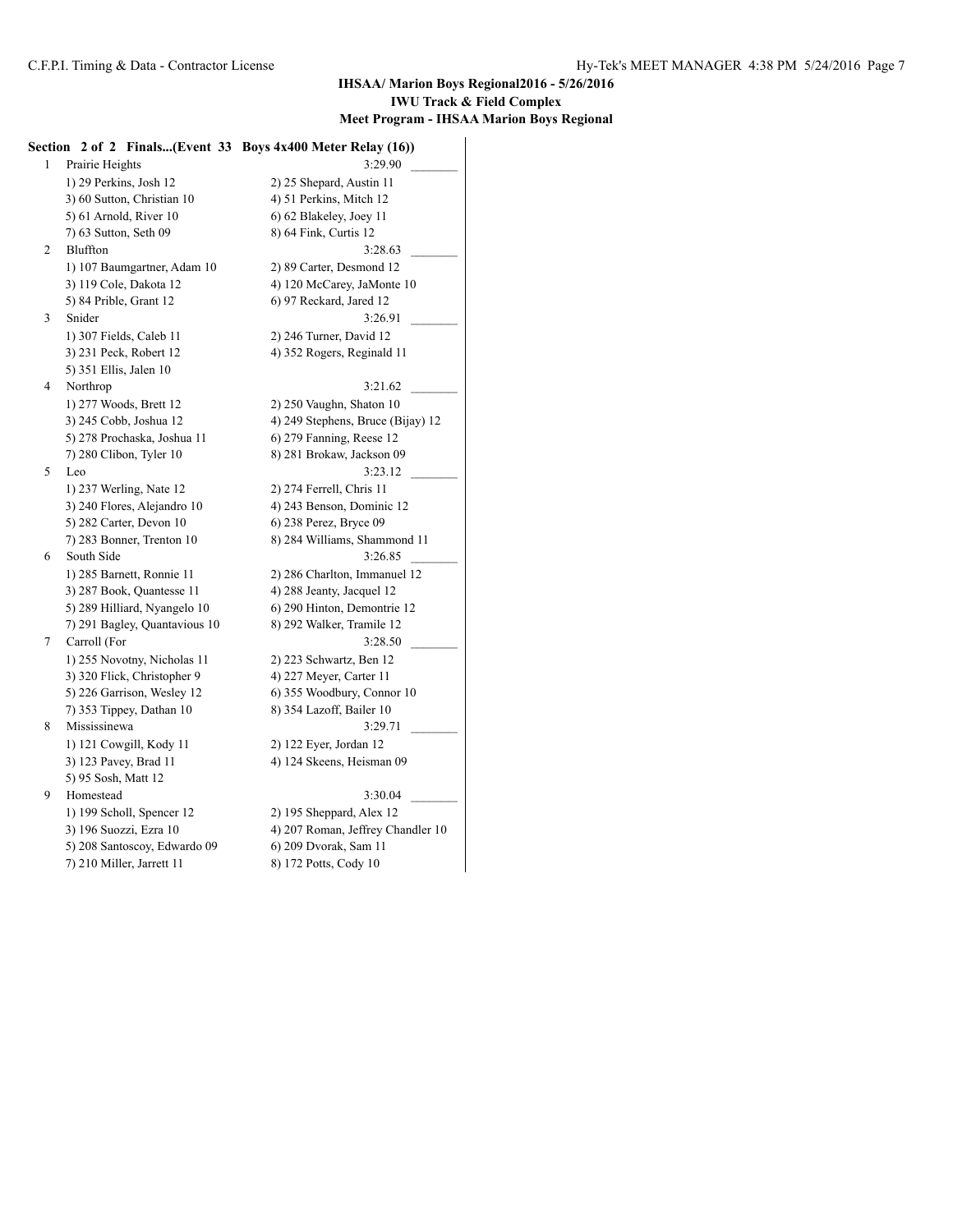## IHSAA/ Marion Boys Regional2016 - 5/26/2016

**IWU Track & Field Complex**

**Meet Program - IHSAA Marion Boys Regional**

**Section 2 of 2 Finals...(Event 33 Boys 4x400 Meter Relay (16))**

| | | | |
|---|---|---|---|
| 1 | Prairie Heights | | 3:29.90 _______ |
| | 1) 29 Perkins, Josh 12 | 2) 25 Shepard, Austin 11 | |
| | 3) 60 Sutton, Christian 10 | 4) 51 Perkins, Mitch 12 | |
| | 5) 61 Arnold, River 10 | 6) 62 Blakeley, Joey 11 | |
| | 7) 63 Sutton, Seth 09 | 8) 64 Fink, Curtis 12 | |
| 2 | Bluffton | | 3:28.63 _______ |
| | 1) 107 Baumgartner, Adam 10 | 2) 89 Carter, Desmond 12 | |
| | 3) 119 Cole, Dakota 12 | 4) 120 McCarey, JaMonte 10 | |
| | 5) 84 Prible, Grant 12 | 6) 97 Reckard, Jared 12 | |
| 3 | Snider | | 3:26.91 _______ |
| | 1) 307 Fields, Caleb 11 | 2) 246 Turner, David 12 | |
| | 3) 231 Peck, Robert 12 | 4) 352 Rogers, Reginald 11 | |
| | 5) 351 Ellis, Jalen 10 | | |
| 4 | Northrop | | 3:21.62 _______ |
| | 1) 277 Woods, Brett 12 | 2) 250 Vaughn, Shaton 10 | |
| | 3) 245 Cobb, Joshua 12 | 4) 249 Stephens, Bruce (Bijay) 12 | |
| | 5) 278 Prochaska, Joshua 11 | 6) 279 Fanning, Reese 12 | |
| | 7) 280 Clibon, Tyler 10 | 8) 281 Brokaw, Jackson 09 | |
| 5 | Leo | | 3:23.12 _______ |
| | 1) 237 Werling, Nate 12 | 2) 274 Ferrell, Chris 11 | |
| | 3) 240 Flores, Alejandro 10 | 4) 243 Benson, Dominic 12 | |
| | 5) 282 Carter, Devon 10 | 6) 238 Perez, Bryce 09 | |
| | 7) 283 Bonner, Trenton 10 | 8) 284 Williams, Shammond 11 | |
| 6 | South Side | | 3:26.85 _______ |
| | 1) 285 Barnett, Ronnie 11 | 2) 286 Charlton, Immanuel 12 | |
| | 3) 287 Book, Quantesse 11 | 4) 288 Jeanty, Jacquel 12 | |
| | 5) 289 Hilliard, Nyangelo 10 | 6) 290 Hinton, Demontrie 12 | |
| | 7) 291 Bagley, Quantavious 10 | 8) 292 Walker, Tramile 12 | |
| 7 | Carroll (For | | 3:28.50 _______ |
| | 1) 255 Novotny, Nicholas 11 | 2) 223 Schwartz, Ben 12 | |
| | 3) 320 Flick, Christopher 9 | 4) 227 Meyer, Carter 11 | |
| | 5) 226 Garrison, Wesley 12 | 6) 355 Woodbury, Connor 10 | |
| | 7) 353 Tippey, Dathan 10 | 8) 354 Lazoff, Bailer 10 | |
| 8 | Mississinewa | | 3:29.71 _______ |
| | 1) 121 Cowgill, Kody 11 | 2) 122 Eyer, Jordan 12 | |
| | 3) 123 Pavey, Brad 11 | 4) 124 Skeens, Heisman 09 | |
| | 5) 95 Sosh, Matt 12 | | |
| 9 | Homestead | | 3:30.04 _______ |
| | 1) 199 Scholl, Spencer 12 | 2) 195 Sheppard, Alex 12 | |
| | 3) 196 Suozzi, Ezra 10 | 4) 207 Roman, Jeffrey Chandler 10 | |
| | 5) 208 Santoscoy, Edwardo 09 | 6) 209 Dvorak, Sam 11 | |
| | 7) 210 Miller, Jarrett 11 | 8) 172 Potts, Cody 10 | |